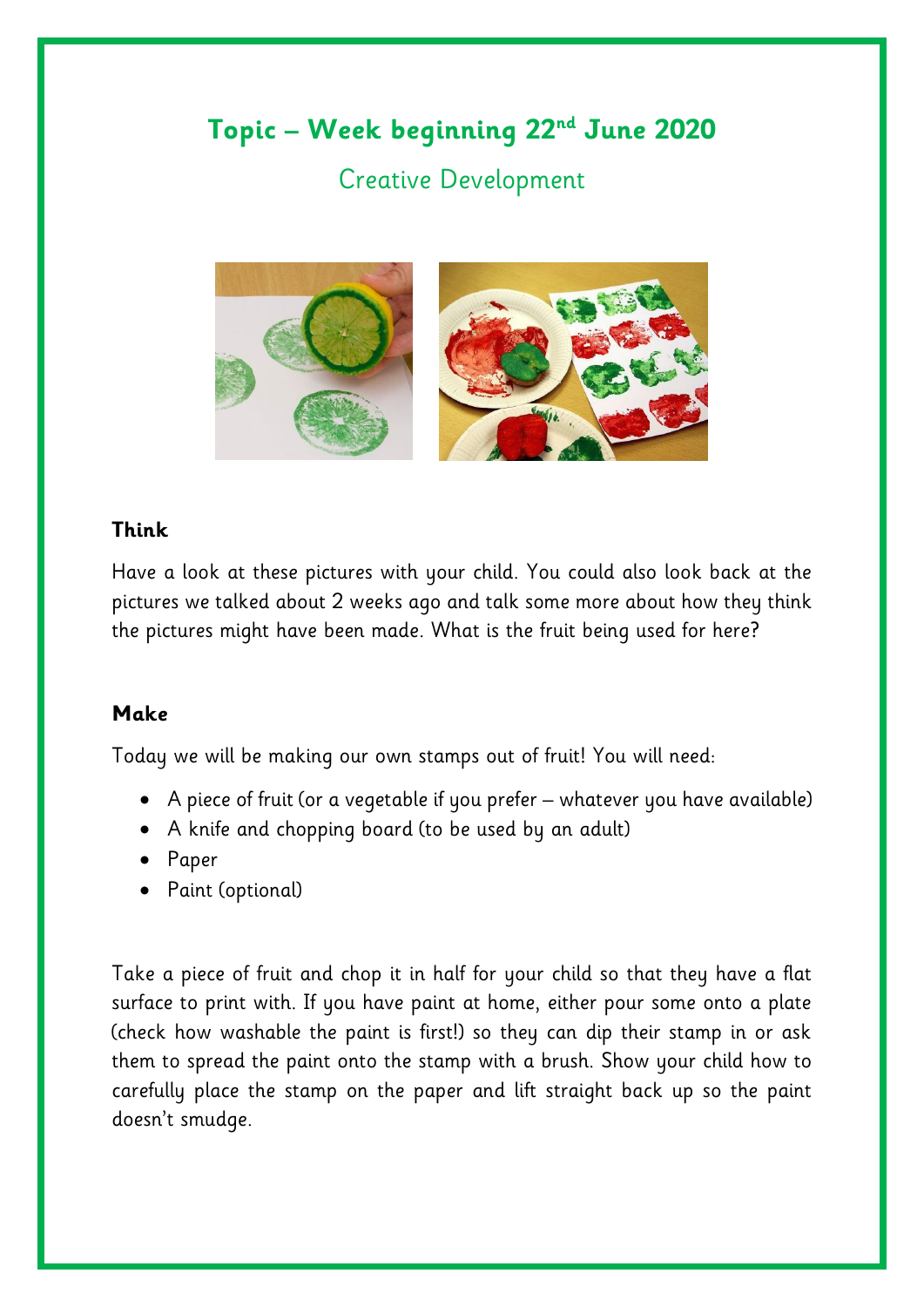# Topic – Week beginning 22nd June 2020

## Creative Development

**Think**

Have a look at these pictures with your child. You could also look back at the pictures we talked about 2 weeks ago and talk some more about how they think the pictures might have been made. What is the fruit being used for here?

**Make**

Today we will be making our own stamps out of fruit! You will need:

- A piece of fruit (or a vegetable if you prefer – whatever you have available)
- A knife and chopping board (to be used by an adult)
- Paper
- Paint (optional)

Take a piece of fruit and chop it in half for your child so that they have a flat surface to print with. If you have paint at home, either pour some onto a plate (check how washable the paint is first!) so they can dip their stamp in or ask them to spread the paint onto the stamp with a brush. Show your child how to carefully place the stamp on the paper and lift straight back up so the paint doesn't smudge.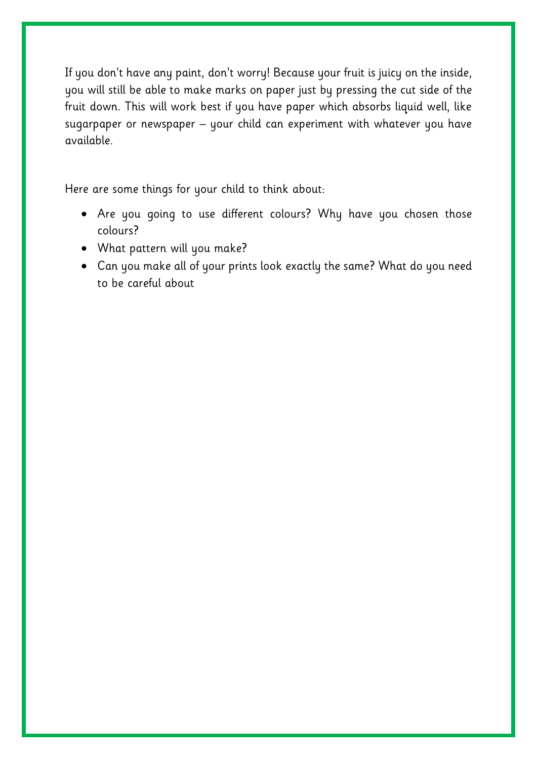If you don't have any paint, don't worry! Because your fruit is juicy on the inside, you will still be able to make marks on paper just by pressing the cut side of the fruit down. This will work best if you have paper which absorbs liquid well, like sugarpaper or newspaper – your child can experiment with whatever you have available.

Here are some things for your child to think about:

- Are you going to use different colours? Why have you chosen those colours?
- What pattern will you make?
- Can you make all of your prints look exactly the same? What do you need to be careful about